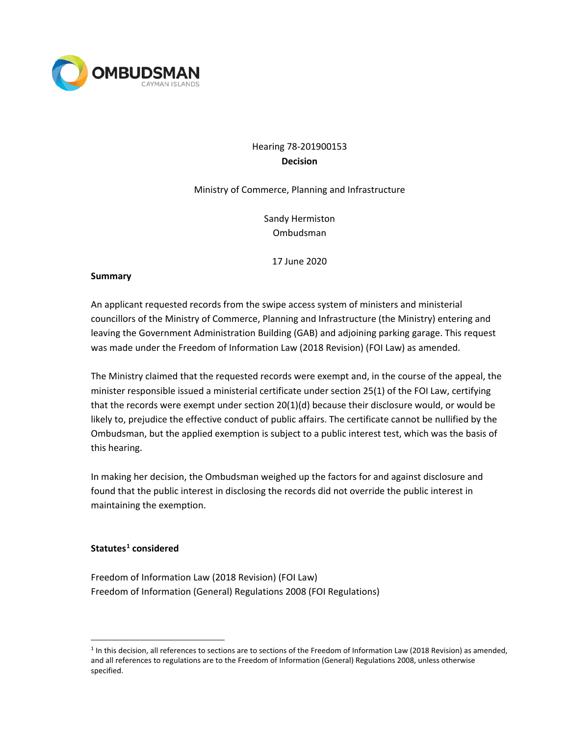OMBUDSMAN
CAYMAN ISLANDS

Hearing 78-201900153
**Decision**

Ministry of Commerce, Planning and Infrastructure

Sandy Hermiston
Ombudsman

17 June 2020

**Summary**

An applicant requested records from the swipe access system of ministers and ministerial councillors of the Ministry of Commerce, Planning and Infrastructure (the Ministry) entering and leaving the Government Administration Building (GAB) and adjoining parking garage. This request was made under the Freedom of Information Law (2018 Revision) (FOI Law) as amended.

The Ministry claimed that the requested records were exempt and, in the course of the appeal, the minister responsible issued a ministerial certificate under section 25(1) of the FOI Law, certifying that the records were exempt under section 20(1)(d) because their disclosure would, or would be likely to, prejudice the effective conduct of public affairs. The certificate cannot be nullified by the Ombudsman, but the applied exemption is subject to a public interest test, which was the basis of this hearing.

In making her decision, the Ombudsman weighed up the factors for and against disclosure and found that the public interest in disclosing the records did not override the public interest in maintaining the exemption.

**Statutes[1] considered**

Freedom of Information Law (2018 Revision) (FOI Law)
Freedom of Information (General) Regulations 2008 (FOI Regulations)

[1] In this decision, all references to sections are to sections of the Freedom of Information Law (2018 Revision) as amended, and all references to regulations are to the Freedom of Information (General) Regulations 2008, unless otherwise specified.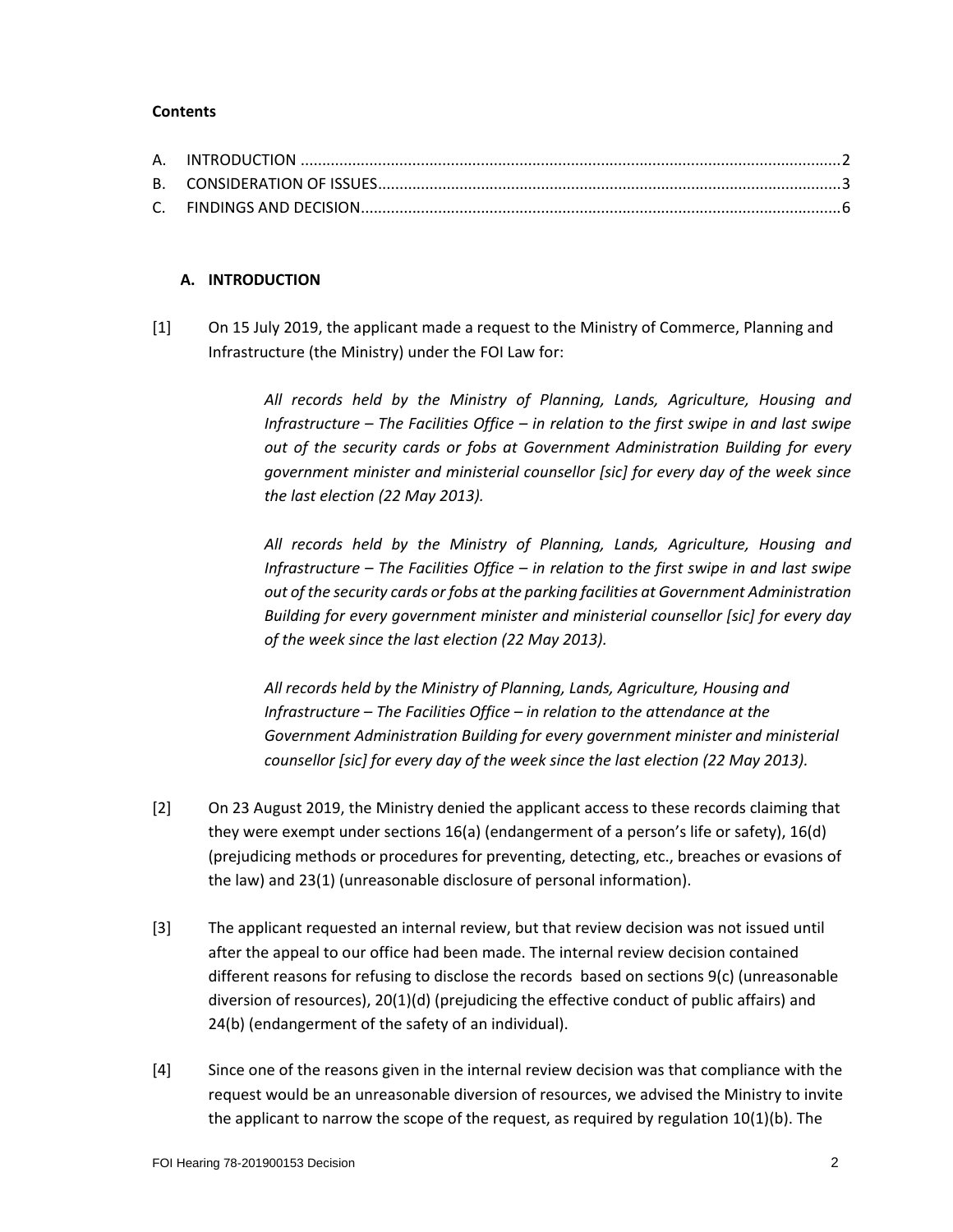**Contents**

A. INTRODUCTION ............................................................................................................2
B. CONSIDERATION OF ISSUES...........................................................................................3
C. FINDINGS AND DECISION...............................................................................................6

## A. INTRODUCTION

[1] On 15 July 2019, the applicant made a request to the Ministry of Commerce, Planning and Infrastructure (the Ministry) under the FOI Law for:

> *All records held by the Ministry of Planning, Lands, Agriculture, Housing and Infrastructure – The Facilities Office – in relation to the first swipe in and last swipe out of the security cards or fobs at Government Administration Building for every government minister and ministerial counsellor [sic] for every day of the week since the last election (22 May 2013).*
>
> *All records held by the Ministry of Planning, Lands, Agriculture, Housing and Infrastructure – The Facilities Office – in relation to the first swipe in and last swipe out of the security cards or fobs at the parking facilities at Government Administration Building for every government minister and ministerial counsellor [sic] for every day of the week since the last election (22 May 2013).*
>
> *All records held by the Ministry of Planning, Lands, Agriculture, Housing and Infrastructure – The Facilities Office – in relation to the attendance at the Government Administration Building for every government minister and ministerial counsellor [sic] for every day of the week since the last election (22 May 2013).*

[2] On 23 August 2019, the Ministry denied the applicant access to these records claiming that they were exempt under sections 16(a) (endangerment of a person's life or safety), 16(d) (prejudicing methods or procedures for preventing, detecting, etc., breaches or evasions of the law) and 23(1) (unreasonable disclosure of personal information).

[3] The applicant requested an internal review, but that review decision was not issued until after the appeal to our office had been made. The internal review decision contained different reasons for refusing to disclose the records based on sections 9(c) (unreasonable diversion of resources), 20(1)(d) (prejudicing the effective conduct of public affairs) and 24(b) (endangerment of the safety of an individual).

[4] Since one of the reasons given in the internal review decision was that compliance with the request would be an unreasonable diversion of resources, we advised the Ministry to invite the applicant to narrow the scope of the request, as required by regulation 10(1)(b). The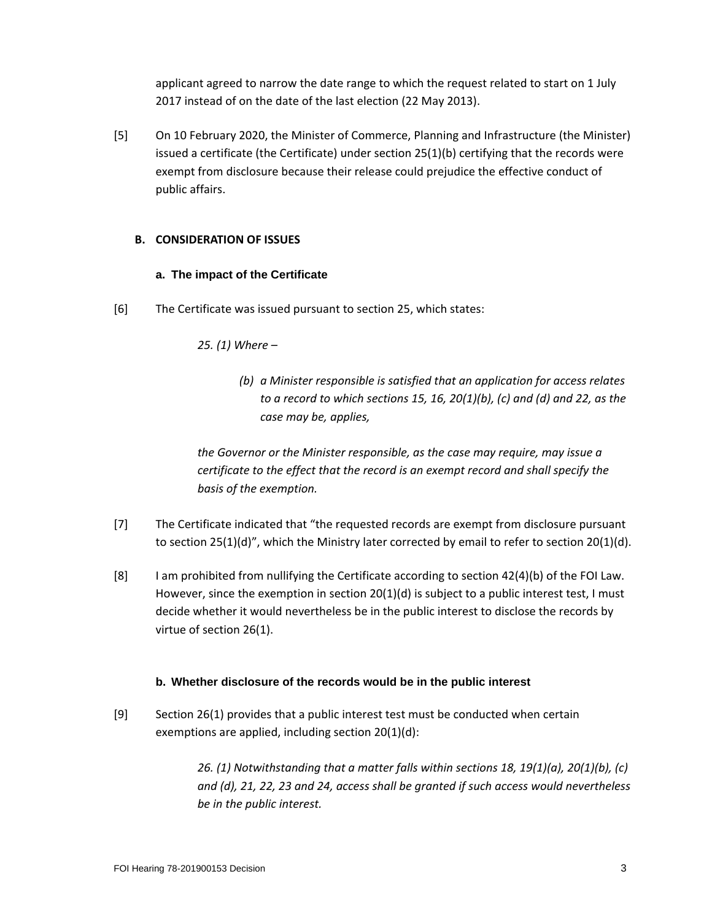applicant agreed to narrow the date range to which the request related to start on 1 July 2017 instead of on the date of the last election (22 May 2013).

[5] On 10 February 2020, the Minister of Commerce, Planning and Infrastructure (the Minister) issued a certificate (the Certificate) under section 25(1)(b) certifying that the records were exempt from disclosure because their release could prejudice the effective conduct of public affairs.

## B. CONSIDERATION OF ISSUES

### a. The impact of the Certificate

[6] The Certificate was issued pursuant to section 25, which states:

> *25. (1) Where –*
>
> > *(b) a Minister responsible is satisfied that an application for access relates to a record to which sections 15, 16, 20(1)(b), (c) and (d) and 22, as the case may be, applies,*
>
> *the Governor or the Minister responsible, as the case may require, may issue a certificate to the effect that the record is an exempt record and shall specify the basis of the exemption.*

[7] The Certificate indicated that "the requested records are exempt from disclosure pursuant to section 25(1)(d)", which the Ministry later corrected by email to refer to section 20(1)(d).

[8] I am prohibited from nullifying the Certificate according to section 42(4)(b) of the FOI Law. However, since the exemption in section 20(1)(d) is subject to a public interest test, I must decide whether it would nevertheless be in the public interest to disclose the records by virtue of section 26(1).

### b. Whether disclosure of the records would be in the public interest

[9] Section 26(1) provides that a public interest test must be conducted when certain exemptions are applied, including section 20(1)(d):

> *26. (1) Notwithstanding that a matter falls within sections 18, 19(1)(a), 20(1)(b), (c) and (d), 21, 22, 23 and 24, access shall be granted if such access would nevertheless be in the public interest.*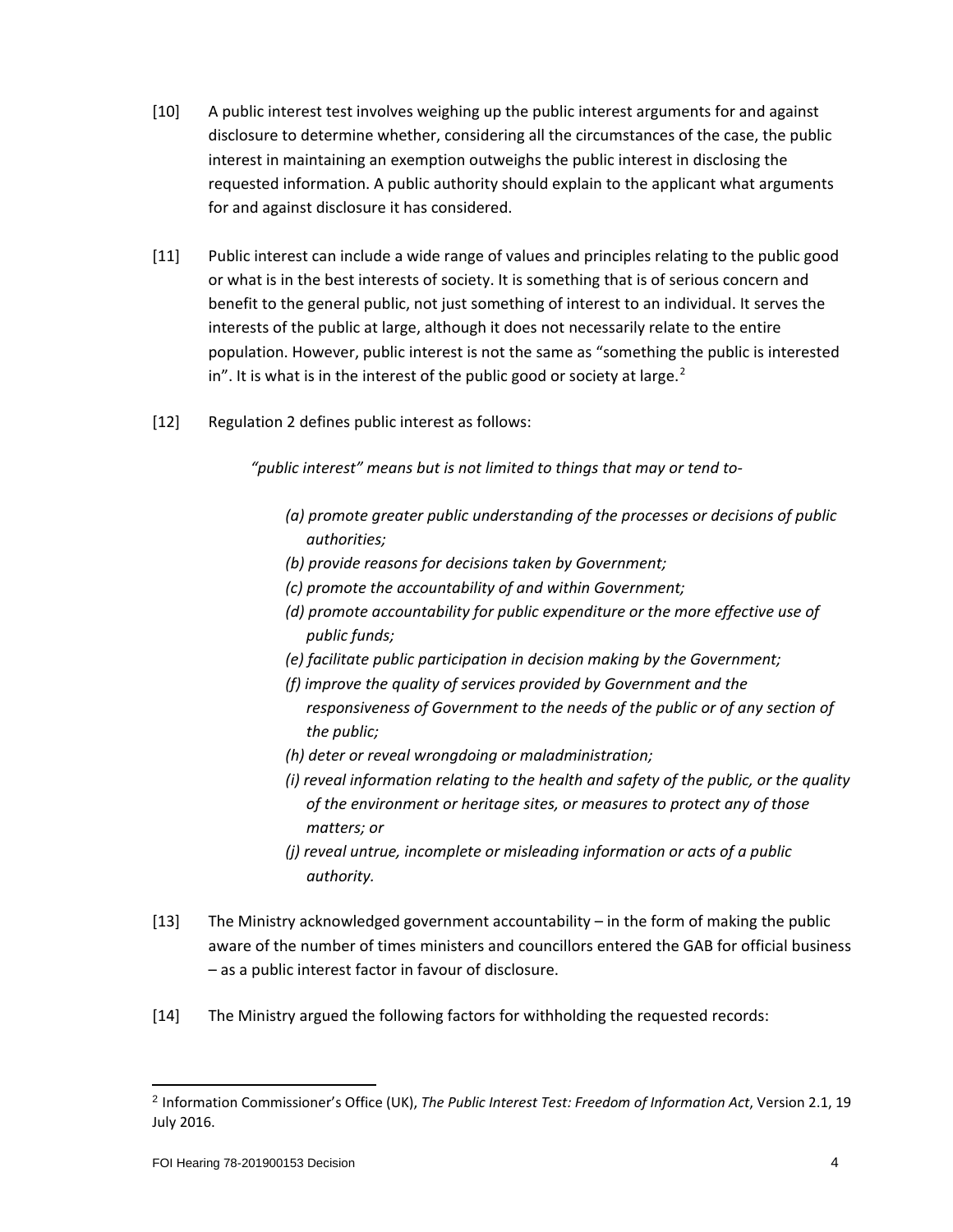[10] A public interest test involves weighing up the public interest arguments for and against disclosure to determine whether, considering all the circumstances of the case, the public interest in maintaining an exemption outweighs the public interest in disclosing the requested information. A public authority should explain to the applicant what arguments for and against disclosure it has considered.

[11] Public interest can include a wide range of values and principles relating to the public good or what is in the best interests of society. It is something that is of serious concern and benefit to the general public, not just something of interest to an individual. It serves the interests of the public at large, although it does not necessarily relate to the entire population. However, public interest is not the same as "something the public is interested in". It is what is in the interest of the public good or society at large.[2]

[12] Regulation 2 defines public interest as follows:

> *"public interest" means but is not limited to things that may or tend to-*
>
> *(a) promote greater public understanding of the processes or decisions of public authorities;*
> *(b) provide reasons for decisions taken by Government;*
> *(c) promote the accountability of and within Government;*
> *(d) promote accountability for public expenditure or the more effective use of public funds;*
> *(e) facilitate public participation in decision making by the Government;*
> *(f) improve the quality of services provided by Government and the responsiveness of Government to the needs of the public or of any section of the public;*
> *(h) deter or reveal wrongdoing or maladministration;*
> *(i) reveal information relating to the health and safety of the public, or the quality of the environment or heritage sites, or measures to protect any of those matters; or*
> *(j) reveal untrue, incomplete or misleading information or acts of a public authority.*

[13] The Ministry acknowledged government accountability – in the form of making the public aware of the number of times ministers and councillors entered the GAB for official business – as a public interest factor in favour of disclosure.

[14] The Ministry argued the following factors for withholding the requested records:

---

[2] Information Commissioner's Office (UK), *The Public Interest Test: Freedom of Information Act*, Version 2.1, 19 July 2016.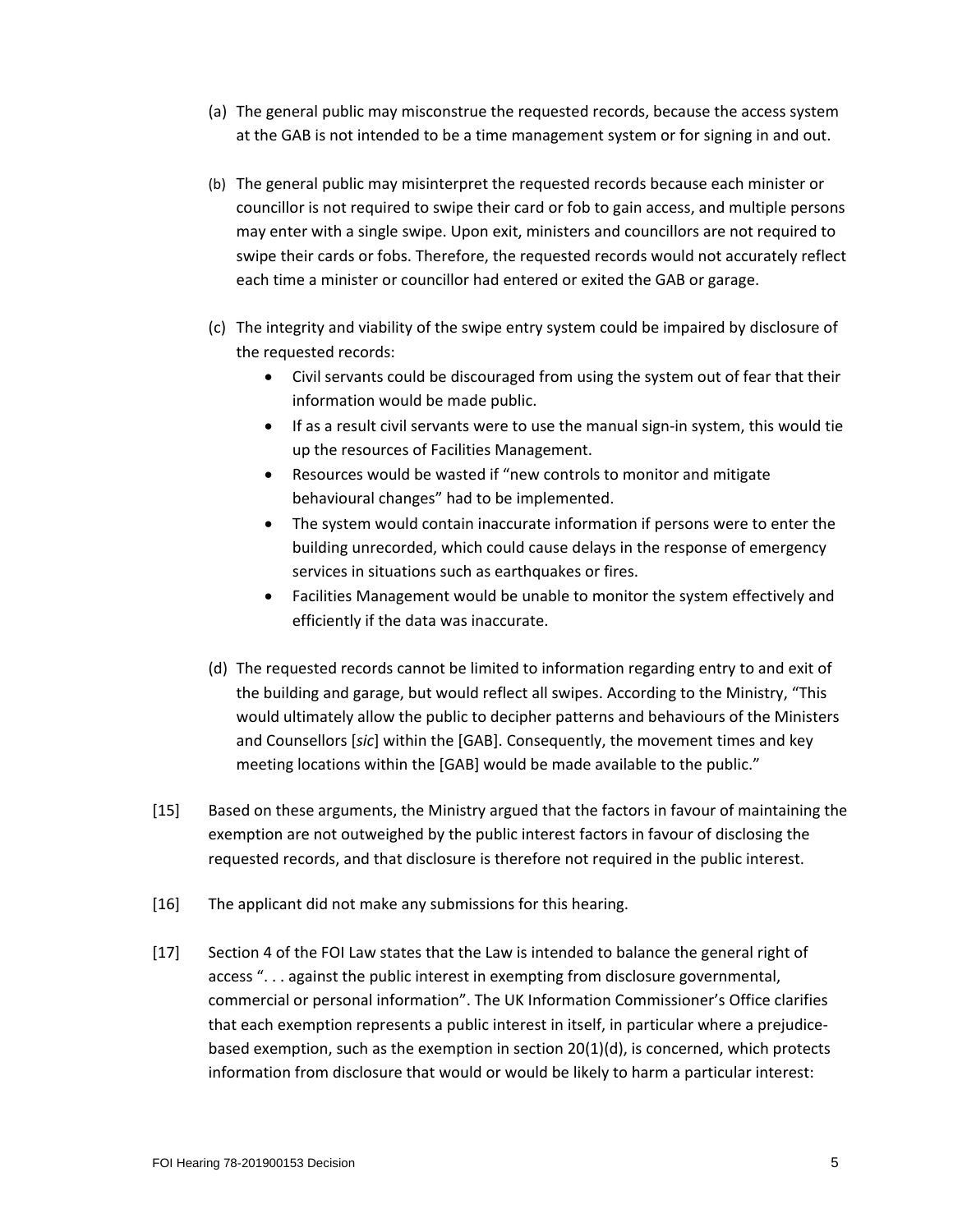(a) The general public may misconstrue the requested records, because the access system at the GAB is not intended to be a time management system or for signing in and out.

(b) The general public may misinterpret the requested records because each minister or councillor is not required to swipe their card or fob to gain access, and multiple persons may enter with a single swipe. Upon exit, ministers and councillors are not required to swipe their cards or fobs. Therefore, the requested records would not accurately reflect each time a minister or councillor had entered or exited the GAB or garage.

(c) The integrity and viability of the swipe entry system could be impaired by disclosure of the requested records:
   - Civil servants could be discouraged from using the system out of fear that their information would be made public.
   - If as a result civil servants were to use the manual sign-in system, this would tie up the resources of Facilities Management.
   - Resources would be wasted if "new controls to monitor and mitigate behavioural changes" had to be implemented.
   - The system would contain inaccurate information if persons were to enter the building unrecorded, which could cause delays in the response of emergency services in situations such as earthquakes or fires.
   - Facilities Management would be unable to monitor the system effectively and efficiently if the data was inaccurate.

(d) The requested records cannot be limited to information regarding entry to and exit of the building and garage, but would reflect all swipes. According to the Ministry, "This would ultimately allow the public to decipher patterns and behaviours of the Ministers and Counsellors [*sic*] within the [GAB]. Consequently, the movement times and key meeting locations within the [GAB] would be made available to the public."

[15] Based on these arguments, the Ministry argued that the factors in favour of maintaining the exemption are not outweighed by the public interest factors in favour of disclosing the requested records, and that disclosure is therefore not required in the public interest.

[16] The applicant did not make any submissions for this hearing.

[17] Section 4 of the FOI Law states that the Law is intended to balance the general right of access ". . . against the public interest in exempting from disclosure governmental, commercial or personal information". The UK Information Commissioner's Office clarifies that each exemption represents a public interest in itself, in particular where a prejudice-based exemption, such as the exemption in section 20(1)(d), is concerned, which protects information from disclosure that would or would be likely to harm a particular interest: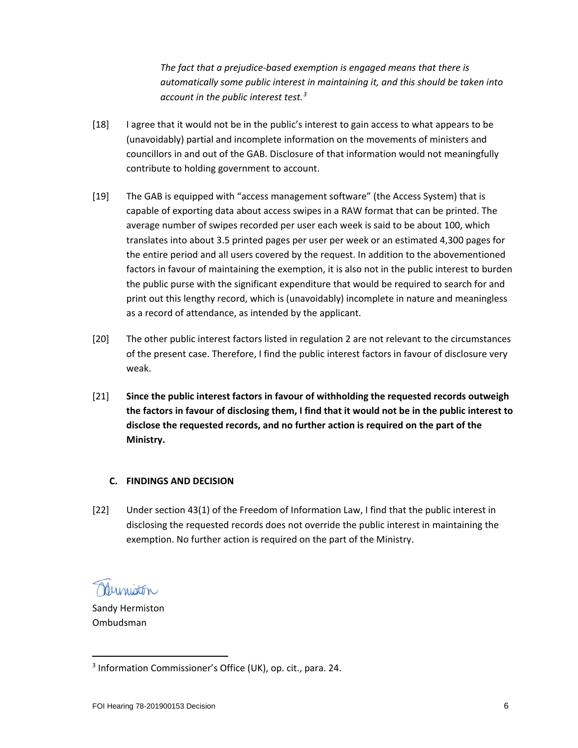> *The fact that a prejudice-based exemption is engaged means that there is automatically some public interest in maintaining it, and this should be taken into account in the public interest test.*[3]

[18] I agree that it would not be in the public's interest to gain access to what appears to be (unavoidably) partial and incomplete information on the movements of ministers and councillors in and out of the GAB. Disclosure of that information would not meaningfully contribute to holding government to account.

[19] The GAB is equipped with "access management software" (the Access System) that is capable of exporting data about access swipes in a RAW format that can be printed. The average number of swipes recorded per user each week is said to be about 100, which translates into about 3.5 printed pages per user per week or an estimated 4,300 pages for the entire period and all users covered by the request. In addition to the abovementioned factors in favour of maintaining the exemption, it is also not in the public interest to burden the public purse with the significant expenditure that would be required to search for and print out this lengthy record, which is (unavoidably) incomplete in nature and meaningless as a record of attendance, as intended by the applicant.

[20] The other public interest factors listed in regulation 2 are not relevant to the circumstances of the present case. Therefore, I find the public interest factors in favour of disclosure very weak.

[21] **Since the public interest factors in favour of withholding the requested records outweigh the factors in favour of disclosing them, I find that it would not be in the public interest to disclose the requested records, and no further action is required on the part of the Ministry.**

## C. FINDINGS AND DECISION

[22] Under section 43(1) of the Freedom of Information Law, I find that the public interest in disclosing the requested records does not override the public interest in maintaining the exemption. No further action is required on the part of the Ministry.

Sandy Hermiston
Ombudsman

[3] Information Commissioner's Office (UK), op. cit., para. 24.